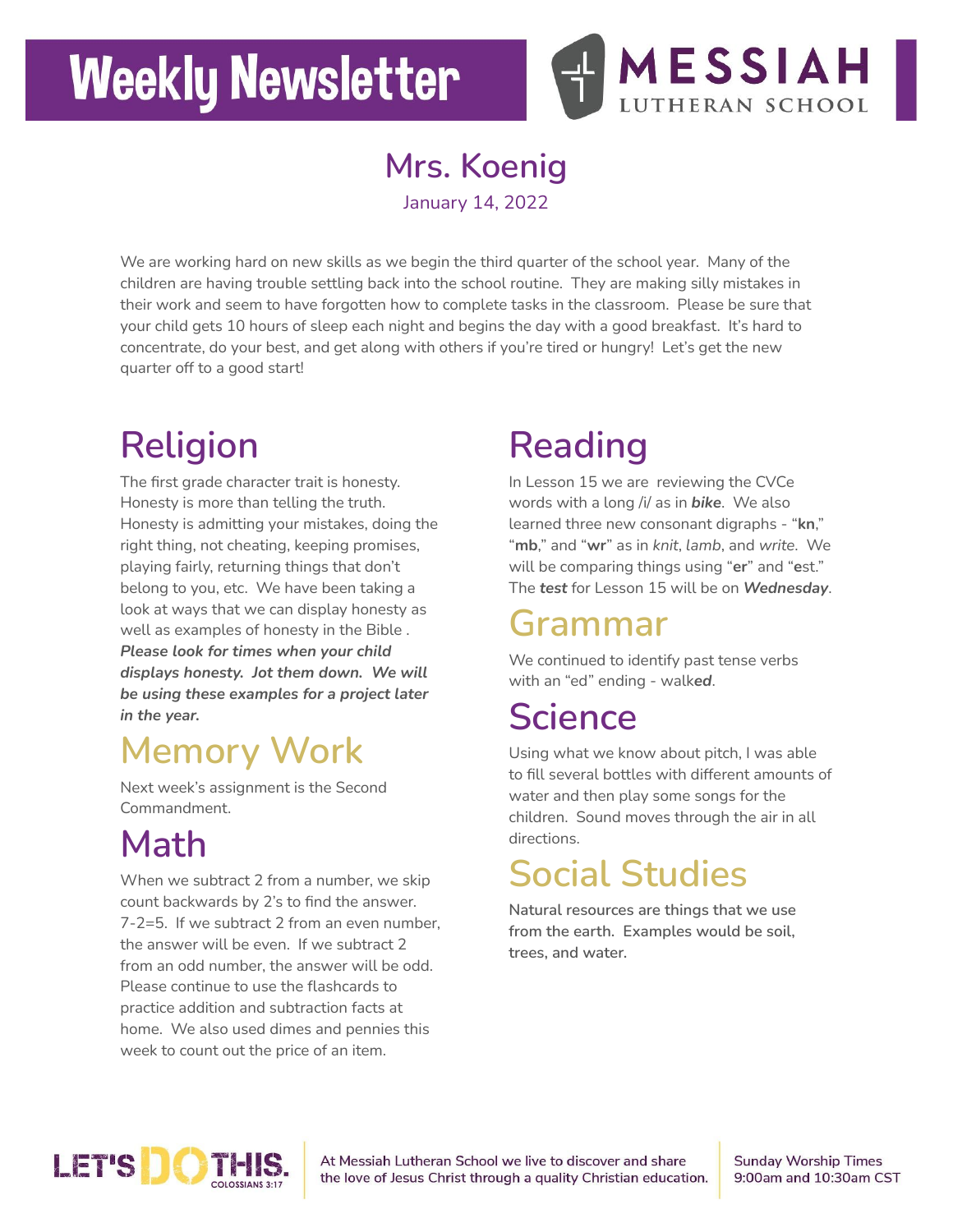# Weekly Newsletter

MESSIAH LUTHERAN SCHOOL

## Mrs. Koenig

January 14, 2022

We are working hard on new skills as we begin the third quarter of the school year. Many of the children are having trouble settling back into the school routine. They are making silly mistakes in their work and seem to have forgotten how to complete tasks in the classroom. Please be sure that your child gets 10 hours of sleep each night and begins the day with a good breakfast. It's hard to concentrate, do your best, and get along with others if you're tired or hungry! Let's get the new quarter off to a good start!

## Religion

The first grade character trait is honesty. Honesty is more than telling the truth. Honesty is admitting your mistakes, doing the right thing, not cheating, keeping promises, playing fairly, returning things that don't belong to you, etc. We have been taking a look at ways that we can display honesty as well as examples of honesty in the Bible . ***Please look for times when your child displays honesty. Jot them down. We will be using these examples for a project later in the year.***

## Memory Work

Next week's assignment is the Second Commandment.

## Math

When we subtract 2 from a number, we skip count backwards by 2's to find the answer. 7-2=5. If we subtract 2 from an even number, the answer will be even. If we subtract 2 from an odd number, the answer will be odd. Please continue to use the flashcards to practice addition and subtraction facts at home. We also used dimes and pennies this week to count out the price of an item.

## Reading

In Lesson 15 we are reviewing the CVCe words with a long /i/ as in ***bike***. We also learned three new consonant digraphs - "**kn**," "**mb**," and "**wr**" as in *knit*, *lamb*, and *write*. We will be comparing things using "**er**" and "**e**st." The ***test*** for Lesson 15 will be on ***Wednesday***.

## Grammar

We continued to identify past tense verbs with an "ed" ending - walk***ed***.

## Science

Using what we know about pitch, I was able to fill several bottles with different amounts of water and then play some songs for the children. Sound moves through the air in all directions.

## Social Studies

Natural resources are things that we use from the earth. Examples would be soil, trees, and water.

LET'S DO THIS. COLOSSIANS 3:17

At Messiah Lutheran School we live to discover and share the love of Jesus Christ through a quality Christian education.

Sunday Worship Times
9:00am and 10:30am CST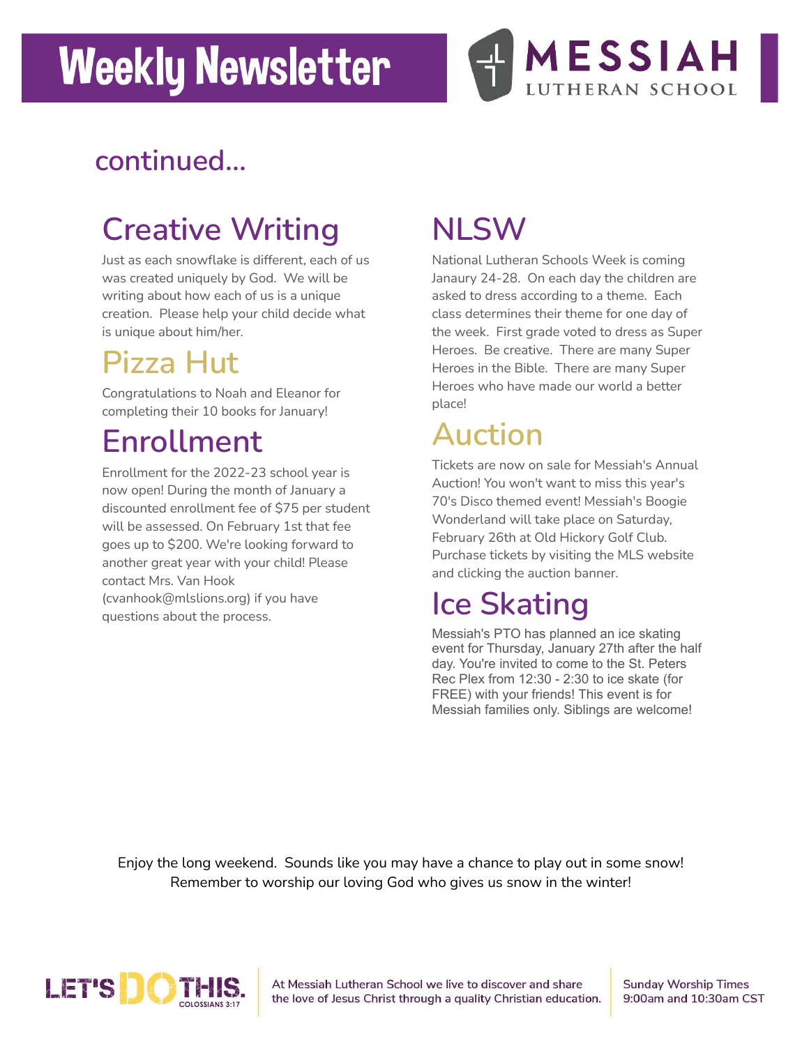# Weekly Newsletter

MESSIAH LUTHERAN SCHOOL

continued...

## Creative Writing

Just as each snowflake is different, each of us was created uniquely by God. We will be writing about how each of us is a unique creation. Please help your child decide what is unique about him/her.

## Pizza Hut

Congratulations to Noah and Eleanor for completing their 10 books for January!

## Enrollment

Enrollment for the 2022-23 school year is now open! During the month of January a discounted enrollment fee of $75 per student will be assessed. On February 1st that fee goes up to $200. We're looking forward to another great year with your child! Please contact Mrs. Van Hook (cvanhook@mlslions.org) if you have questions about the process.

## NLSW

National Lutheran Schools Week is coming Janaury 24-28. On each day the children are asked to dress according to a theme. Each class determines their theme for one day of the week. First grade voted to dress as Super Heroes. Be creative. There are many Super Heroes in the Bible. There are many Super Heroes who have made our world a better place!

## Auction

Tickets are now on sale for Messiah's Annual Auction! You won't want to miss this year's 70's Disco themed event! Messiah's Boogie Wonderland will take place on Saturday, February 26th at Old Hickory Golf Club. Purchase tickets by visiting the MLS website and clicking the auction banner.

## Ice Skating

Messiah's PTO has planned an ice skating event for Thursday, January 27th after the half day. You're invited to come to the St. Peters Rec Plex from 12:30 - 2:30 to ice skate (for FREE) with your friends! This event is for Messiah families only. Siblings are welcome!

Enjoy the long weekend. Sounds like you may have a chance to play out in some snow! Remember to worship our loving God who gives us snow in the winter!

LET'S DO THIS. COLOSSIANS 3:17

At Messiah Lutheran School we live to discover and share the love of Jesus Christ through a quality Christian education.

Sunday Worship Times
9:00am and 10:30am CST